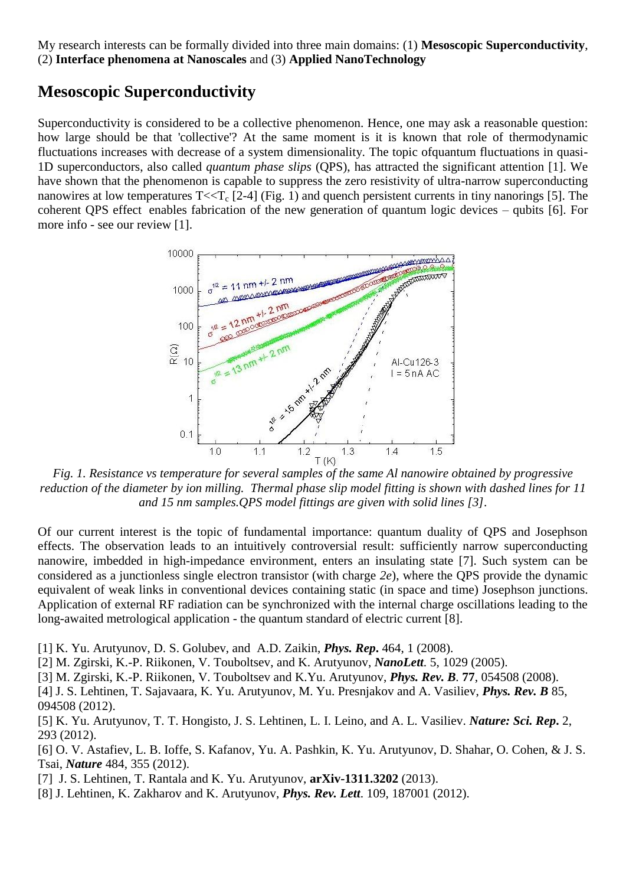My research interests can be formally divided into three main domains: (1) **Mesoscopic Superconductivity**, (2) **Interface phenomena at Nanoscales** and (3) **Applied NanoTechnology**

## Mesoscopic Superconductivity

Superconductivity is considered to be a collective phenomenon. Hence, one may ask a reasonable question: how large should be that 'collective'? At the same moment is it is known that role of thermodynamic fluctuations increases with decrease of a system dimensionality. The topic ofquantum fluctuations in quasi-1D superconductors, also called *quantum phase slips* (QPS), has attracted the significant attention [1]. We have shown that the phenomenon is capable to suppress the zero resistivity of ultra-narrow superconducting nanowires at low temperatures $T<<T_c$ [2-4] (Fig. 1) and quench persistent currents in tiny nanorings [5]. The coherent QPS effect enables fabrication of the new generation of quantum logic devices – qubits [6]. For more info - see our review [1].

*Fig. 1. Resistance vs temperature for several samples of the same Al nanowire obtained by progressive reduction of the diameter by ion milling. Thermal phase slip model fitting is shown with dashed lines for 11 and 15 nm samples.QPS model fittings are given with solid lines [3].*

Of our current interest is the topic of fundamental importance: quantum duality of QPS and Josephson effects. The observation leads to an intuitively controversial result: sufficiently narrow superconducting nanowire, imbedded in high-impedance environment, enters an insulating state [7]. Such system can be considered as a junctionless single electron transistor (with charge *2e*), where the QPS provide the dynamic equivalent of weak links in conventional devices containing static (in space and time) Josephson junctions. Application of external RF radiation can be synchronized with the internal charge oscillations leading to the long-awaited metrological application - the quantum standard of electric current [8].

[1] K. Yu. Arutyunov, D. S. Golubev, and A.D. Zaikin, ***Phys. Rep.*** 464, 1 (2008).
[2] M. Zgirski, K.-P. Riikonen, V. Touboltsev, and K. Arutyunov, ***NanoLett.*** 5, 1029 (2005).
[3] M. Zgirski, K.-P. Riikonen, V. Touboltsev and K.Yu. Arutyunov, ***Phys. Rev. B***. **77**, 054508 (2008).
[4] J. S. Lehtinen, T. Sajavaara, K. Yu. Arutyunov, M. Yu. Presnjakov and A. Vasiliev, ***Phys. Rev. B*** 85, 094508 (2012).
[5] K. Yu. Arutyunov, T. T. Hongisto, J. S. Lehtinen, L. I. Leino, and A. L. Vasiliev. ***Nature: Sci. Rep.*** 2, 293 (2012).
[6] O. V. Astafiev, L. B. Ioffe, S. Kafanov, Yu. A. Pashkin, K. Yu. Arutyunov, D. Shahar, O. Cohen, & J. S. Tsai, ***Nature*** 484, 355 (2012).
[7] J. S. Lehtinen, T. Rantala and K. Yu. Arutyunov, **arXiv-1311.3202** (2013).
[8] J. Lehtinen, K. Zakharov and K. Arutyunov, ***Phys. Rev. Lett***. 109, 187001 (2012).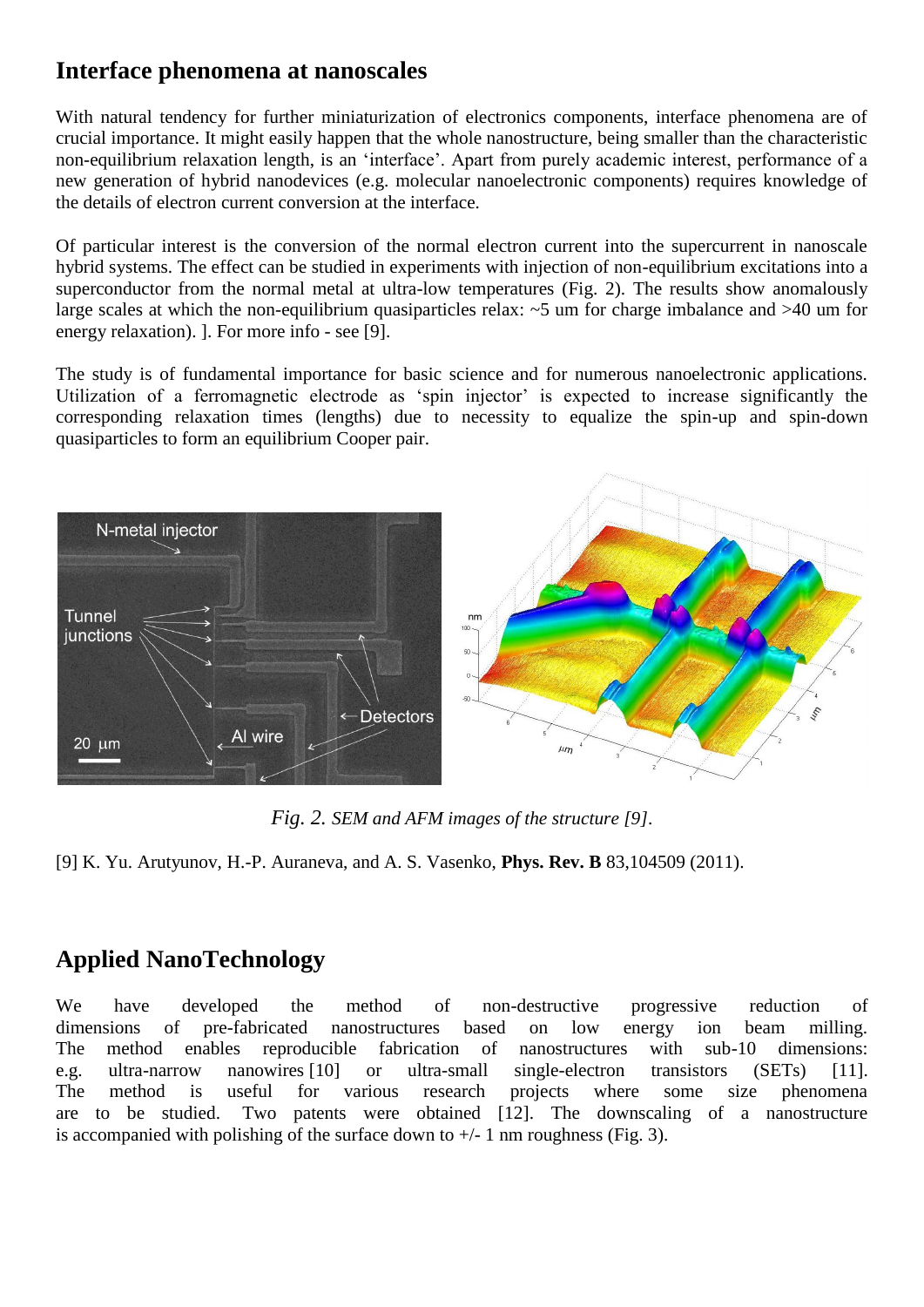## Interface phenomena at nanoscales

With natural tendency for further miniaturization of electronics components, interface phenomena are of crucial importance. It might easily happen that the whole nanostructure, being smaller than the characteristic non-equilibrium relaxation length, is an 'interface'. Apart from purely academic interest, performance of a new generation of hybrid nanodevices (e.g. molecular nanoelectronic components) requires knowledge of the details of electron current conversion at the interface.

Of particular interest is the conversion of the normal electron current into the supercurrent in nanoscale hybrid systems. The effect can be studied in experiments with injection of non-equilibrium excitations into a superconductor from the normal metal at ultra-low temperatures (Fig. 2). The results show anomalously large scales at which the non-equilibrium quasiparticles relax: ~5 um for charge imbalance and >40 um for energy relaxation). ]. For more info - see [9].

The study is of fundamental importance for basic science and for numerous nanoelectronic applications. Utilization of a ferromagnetic electrode as 'spin injector' is expected to increase significantly the corresponding relaxation times (lengths) due to necessity to equalize the spin-up and spin-down quasiparticles to form an equilibrium Cooper pair.

*Fig. 2. SEM and AFM images of the structure [9].*

[9] K. Yu. Arutyunov, H.-P. Auraneva, and A. S. Vasenko, **Phys. Rev. B** 83,104509 (2011).

## Applied NanoTechnology

We have developed the method of non-destructive progressive reduction of dimensions of pre-fabricated nanostructures based on low energy ion beam milling. The method enables reproducible fabrication of nanostructures with sub-10 dimensions: e.g. ultra-narrow nanowires [10] or ultra-small single-electron transistors (SETs) [11]. The method is useful for various research projects where some size phenomena are to be studied. Two patents were obtained [12]. The downscaling of a nanostructure is accompanied with polishing of the surface down to +/- 1 nm roughness (Fig. 3).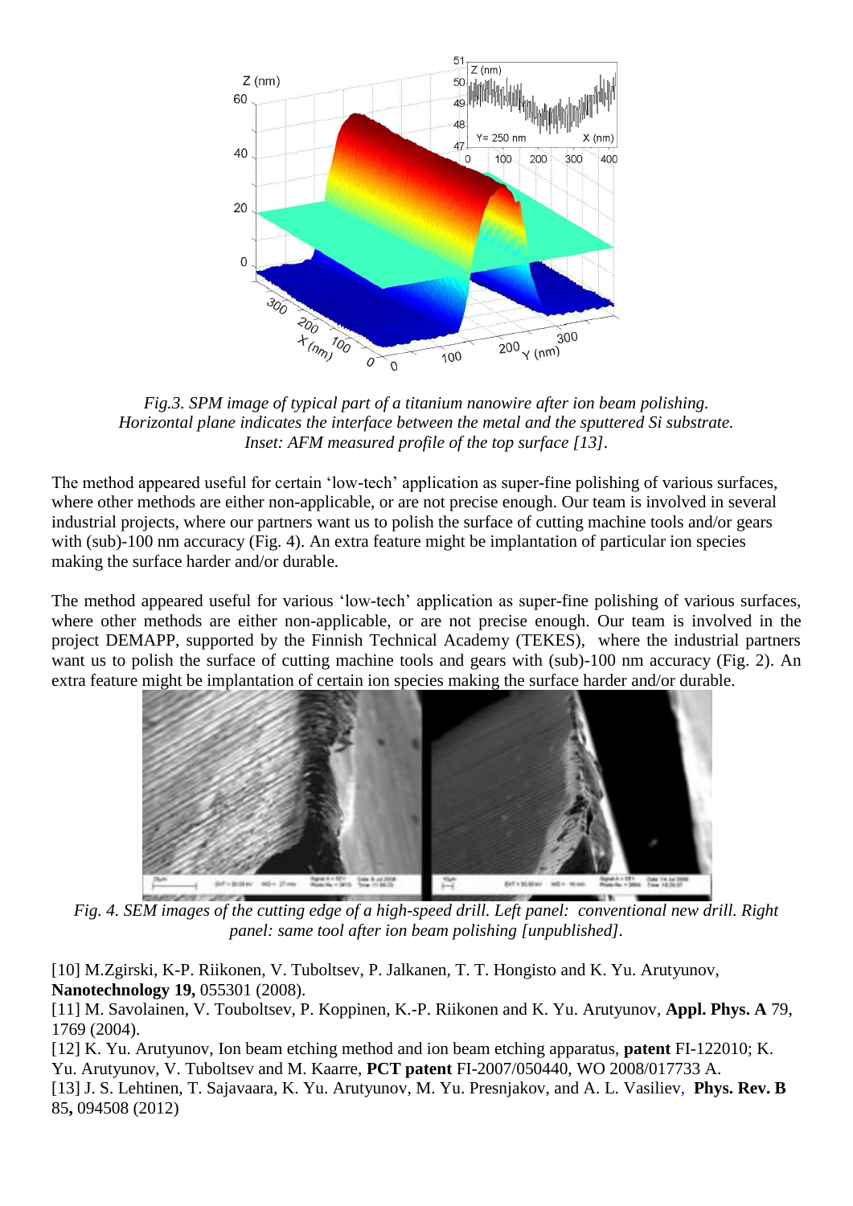Z (nm)
60
40
20
0
300
200
100
X (nm)
0
0
100
200
300
Y (nm)

51
50
49
48
47
Z (nm)
Y= 250 nm
X (nm)
0
100
200
300
400

*Fig.3. SPM image of typical part of a titanium nanowire after ion beam polishing. Horizontal plane indicates the interface between the metal and the sputtered Si substrate. Inset: AFM measured profile of the top surface [13].*

The method appeared useful for certain 'low-tech' application as super-fine polishing of various surfaces, where other methods are either non-applicable, or are not precise enough. Our team is involved in several industrial projects, where our partners want us to polish the surface of cutting machine tools and/or gears with (sub)-100 nm accuracy (Fig. 4). An extra feature might be implantation of particular ion species making the surface harder and/or durable.

The method appeared useful for various 'low-tech' application as super-fine polishing of various surfaces, where other methods are either non-applicable, or are not precise enough. Our team is involved in the project DEMAPP, supported by the Finnish Technical Academy (TEKES), where the industrial partners want us to polish the surface of cutting machine tools and gears with (sub)-100 nm accuracy (Fig. 2). An extra feature might be implantation of certain ion species making the surface harder and/or durable.

*Fig. 4. SEM images of the cutting edge of a high-speed drill. Left panel: conventional new drill. Right panel: same tool after ion beam polishing [unpublished].*

[10] M.Zgirski, K-P. Riikonen, V. Tuboltsev, P. Jalkanen, T. T. Hongisto and K. Yu. Arutyunov, **Nanotechnology 19,** 055301 (2008).

[11] M. Savolainen, V. Touboltsev, P. Koppinen, K.-P. Riikonen and K. Yu. Arutyunov, **Appl. Phys. A** 79, 1769 (2004).

[12] K. Yu. Arutyunov, Ion beam etching method and ion beam etching apparatus, **patent** FI-122010; K. Yu. Arutyunov, V. Tuboltsev and M. Kaarre, **PCT patent** FI-2007/050440, WO 2008/017733 A.

[13] J. S. Lehtinen, T. Sajavaara, K. Yu. Arutyunov, M. Yu. Presnjakov, and A. L. Vasiliev, **Phys. Rev. B** 85**,** 094508 (2012)